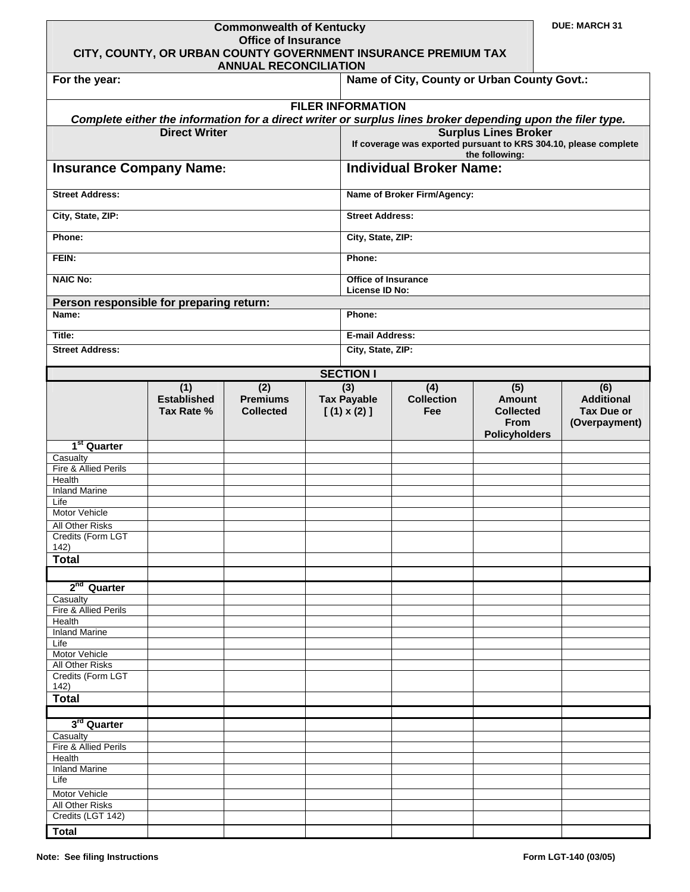**DUE: MARCH 31**

# Commonwealth of Kentucky
## Office of Insurance
## CITY, COUNTY, OR URBAN COUNTY GOVERNMENT INSURANCE PREMIUM TAX ANNUAL RECONCILIATION

| For the year: | Name of City, County or Urban County Govt.: |
|---|---|

### FILER INFORMATION

*Complete either the information for a direct writer or surplus lines broker depending upon the filer type.*

| Direct Writer | Surplus Lines Broker<br>If coverage was exported pursuant to KRS 304.10, please complete the following: |
|---|---|
| **Insurance Company Name:** | **Individual Broker Name:** |
| Street Address: | Name of Broker Firm/Agency: |
| City, State, ZIP: | Street Address: |
| Phone: | City, State, ZIP: |
| FEIN: | Phone: |
| NAIC No: | Office of Insurance License ID No: |

**Person responsible for preparing return:**

| Name: | Phone: |
|---|---|
| Title: | E-mail Address: |
| Street Address: | City, State, ZIP: |

### SECTION I

| | (1) Established Tax Rate % | (2) Premiums Collected | (3) Tax Payable [ (1) x (2) ] | (4) Collection Fee | (5) Amount Collected From Policyholders | (6) Additional Tax Due or (Overpayment) |
|---|---|---|---|---|---|---|
| **1st Quarter** | | | | | | |
| Casualty | | | | | | |
| Fire & Allied Perils | | | | | | |
| Health | | | | | | |
| Inland Marine | | | | | | |
| Life | | | | | | |
| Motor Vehicle | | | | | | |
| All Other Risks | | | | | | |
| Credits (Form LGT 142) | | | | | | |
| **Total** | | | | | | |
| | | | | | | |
| **2nd Quarter** | | | | | | |
| Casualty | | | | | | |
| Fire & Allied Perils | | | | | | |
| Health | | | | | | |
| Inland Marine | | | | | | |
| Life | | | | | | |
| Motor Vehicle | | | | | | |
| All Other Risks | | | | | | |
| Credits (Form LGT 142) | | | | | | |
| **Total** | | | | | | |
| | | | | | | |
| **3rd Quarter** | | | | | | |
| Casualty | | | | | | |
| Fire & Allied Perils | | | | | | |
| Health | | | | | | |
| Inland Marine | | | | | | |
| Life | | | | | | |
| Motor Vehicle | | | | | | |
| All Other Risks | | | | | | |
| Credits (LGT 142) | | | | | | |
| **Total** | | | | | | |

Note: See filing Instructions

Form LGT-140 (03/05)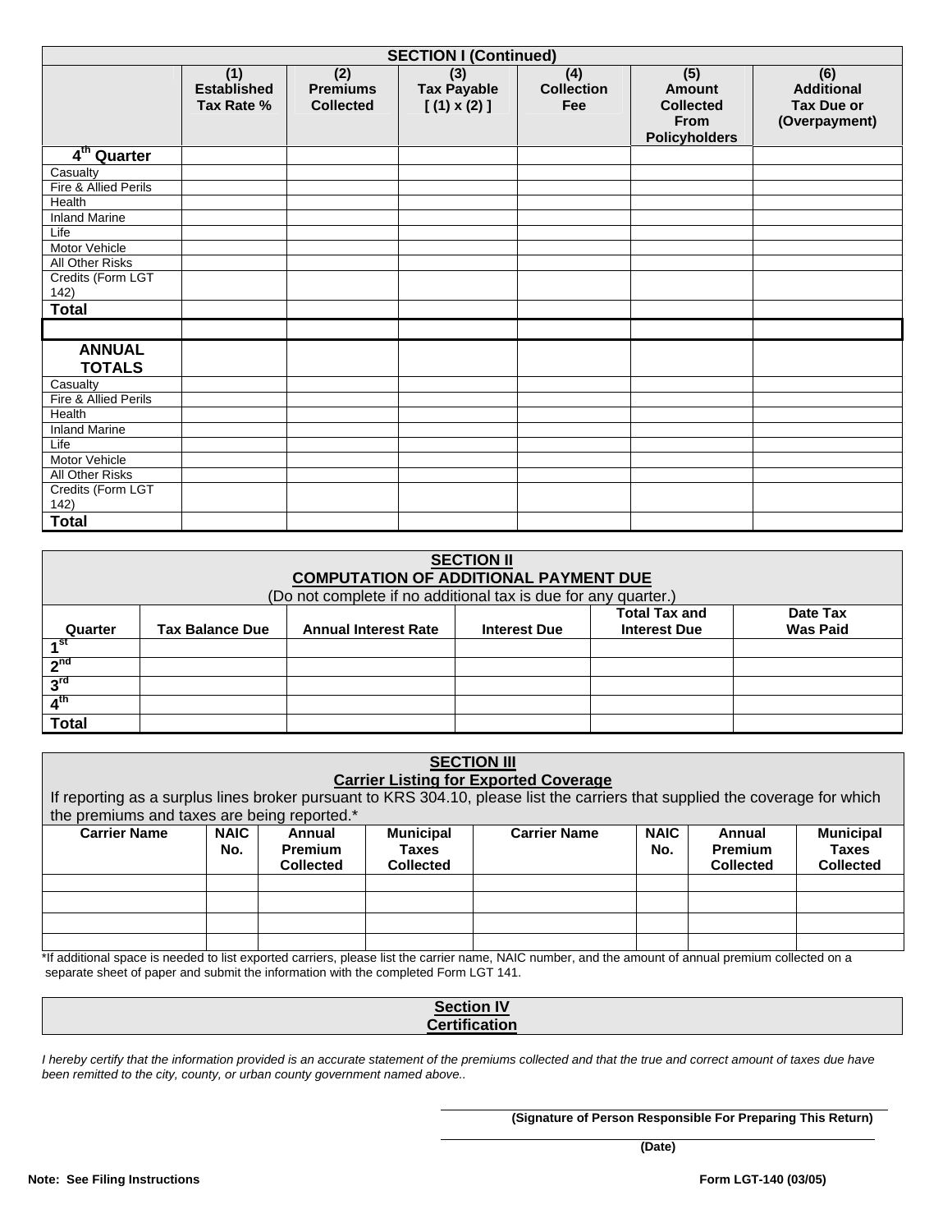## SECTION I (Continued)

| | (1) Established Tax Rate % | (2) Premiums Collected | (3) Tax Payable [ (1) x (2) ] | (4) Collection Fee | (5) Amount Collected From Policyholders | (6) Additional Tax Due or (Overpayment) |
|---|---|---|---|---|---|---|
| **4th Quarter** | | | | | | |
| Casualty | | | | | | |
| Fire & Allied Perils | | | | | | |
| Health | | | | | | |
| Inland Marine | | | | | | |
| Life | | | | | | |
| Motor Vehicle | | | | | | |
| All Other Risks | | | | | | |
| Credits (Form LGT 142) | | | | | | |
| **Total** | | | | | | |
| | | | | | | |
| **ANNUAL TOTALS** | | | | | | |
| Casualty | | | | | | |
| Fire & Allied Perils | | | | | | |
| Health | | | | | | |
| Inland Marine | | | | | | |
| Life | | | | | | |
| Motor Vehicle | | | | | | |
| All Other Risks | | | | | | |
| Credits (Form LGT 142) | | | | | | |
| **Total** | | | | | | |

## SECTION II
## COMPUTATION OF ADDITIONAL PAYMENT DUE

(Do not complete if no additional tax is due for any quarter.)

| Quarter | Tax Balance Due | Annual Interest Rate | Interest Due | Total Tax and Interest Due | Date Tax Was Paid |
|---|---|---|---|---|---|
| 1st | | | | | |
| 2nd | | | | | |
| 3rd | | | | | |
| 4th | | | | | |
| **Total** | | | | | |

## SECTION III
## Carrier Listing for Exported Coverage

If reporting as a surplus lines broker pursuant to KRS 304.10, please list the carriers that supplied the coverage for which the premiums and taxes are being reported.*

| Carrier Name | NAIC No. | Annual Premium Collected | Municipal Taxes Collected | Carrier Name | NAIC No. | Annual Premium Collected | Municipal Taxes Collected |
|---|---|---|---|---|---|---|---|
| | | | | | | | |
| | | | | | | | |
| | | | | | | | |
| | | | | | | | |

*If additional space is needed to list exported carriers, please list the carrier name, NAIC number, and the amount of annual premium collected on a separate sheet of paper and submit the information with the completed Form LGT 141.

## Section IV
## Certification

*I hereby certify that the information provided is an accurate statement of the premiums collected and that the true and correct amount of taxes due have been remitted to the city, county, or urban county government named above..*

______________________________
**(Signature of Person Responsible For Preparing This Return)**

______________________________
**(Date)**

**Note: See Filing Instructions**

**Form LGT-140 (03/05)**